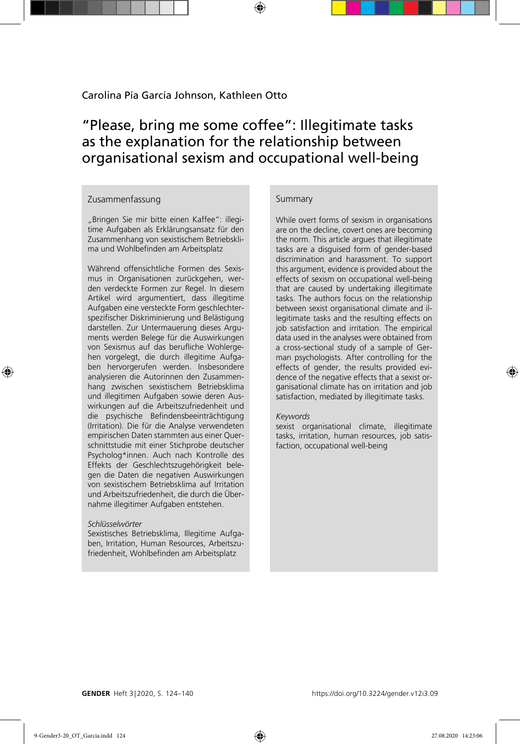Carolina Pía García Johnson, Kathleen Otto

# "Please, bring me some coffee": Illegitimate tasks as the explanation for the relationship between organisational sexism and occupational well-being

## Zusammenfassung

„Bringen Sie mir bitte einen Kaffee": illegitime Aufgaben als Erklärungsansatz für den Zusammenhang von sexistischem Betriebsklima und Wohlbefinden am Arbeitsplatz

Während offensichtliche Formen des Sexismus in Organisationen zurückgehen, werden verdeckte Formen zur Regel. In diesem Artikel wird argumentiert, dass illegitime Aufgaben eine versteckte Form geschlechterspezifischer Diskriminierung und Belästigung darstellen. Zur Untermauerung dieses Arguments werden Belege für die Auswirkungen von Sexismus auf das berufliche Wohlergehen vorgelegt, die durch illegitime Aufgaben hervorgerufen werden. Insbesondere analysieren die Autorinnen den Zusammenhang zwischen sexistischem Betriebsklima und illegitimen Aufgaben sowie deren Auswirkungen auf die Arbeitszufriedenheit und die psychische Befindensbeeinträchtigung (Irritation). Die für die Analyse verwendeten empirischen Daten stammten aus einer Querschnittstudie mit einer Stichprobe deutscher Psycholog*innen. Auch nach Kontrolle des Effekts der Geschlechtszugehörigkeit belegen die Daten die negativen Auswirkungen von sexistischem Betriebsklima auf Irritation und Arbeitszufriedenheit, die durch die Übernahme illegitimer Aufgaben entstehen.

*Schlüsselwörter*
Sexistisches Betriebsklima, Illegitime Aufgaben, Irritation, Human Resources, Arbeitszufriedenheit, Wohlbefinden am Arbeitsplatz

## Summary

While overt forms of sexism in organisations are on the decline, covert ones are becoming the norm. This article argues that illegitimate tasks are a disguised form of gender-based discrimination and harassment. To support this argument, evidence is provided about the effects of sexism on occupational well-being that are caused by undertaking illegitimate tasks. The authors focus on the relationship between sexist organisational climate and illegitimate tasks and the resulting effects on job satisfaction and irritation. The empirical data used in the analyses were obtained from a cross-sectional study of a sample of German psychologists. After controlling for the effects of gender, the results provided evidence of the negative effects that a sexist organisational climate has on irritation and job satisfaction, mediated by illegitimate tasks.

*Keywords*
sexist organisational climate, illegitimate tasks, irritation, human resources, job satisfaction, occupational well-being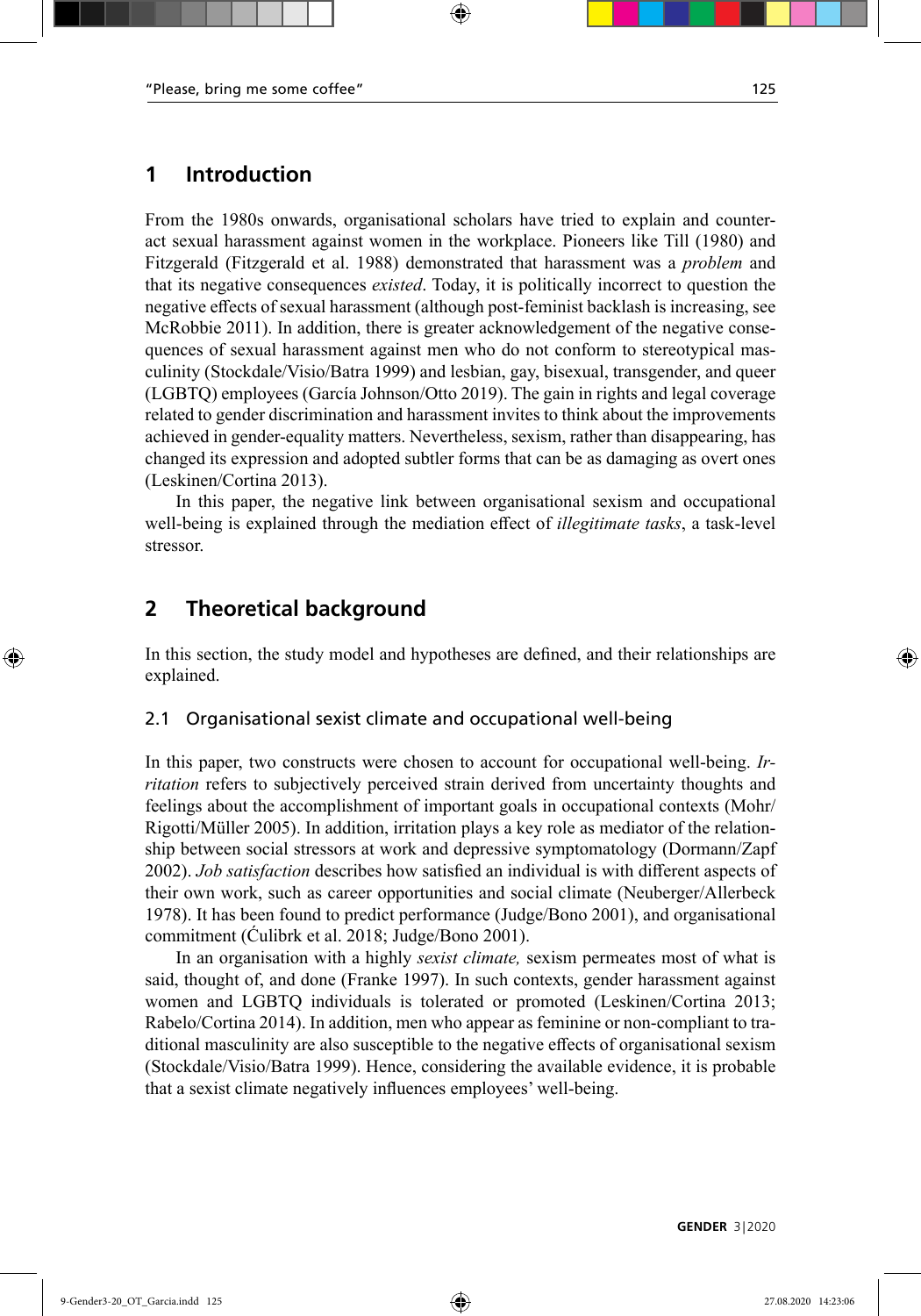## 1 Introduction

From the 1980s onwards, organisational scholars have tried to explain and counteract sexual harassment against women in the workplace. Pioneers like Till (1980) and Fitzgerald (Fitzgerald et al. 1988) demonstrated that harassment was a *problem* and that its negative consequences *existed*. Today, it is politically incorrect to question the negative effects of sexual harassment (although post-feminist backlash is increasing, see McRobbie 2011). In addition, there is greater acknowledgement of the negative consequences of sexual harassment against men who do not conform to stereotypical masculinity (Stockdale/Visio/Batra 1999) and lesbian, gay, bisexual, transgender, and queer (LGBTQ) employees (García Johnson/Otto 2019). The gain in rights and legal coverage related to gender discrimination and harassment invites to think about the improvements achieved in gender-equality matters. Nevertheless, sexism, rather than disappearing, has changed its expression and adopted subtler forms that can be as damaging as overt ones (Leskinen/Cortina 2013).

In this paper, the negative link between organisational sexism and occupational well-being is explained through the mediation effect of *illegitimate tasks*, a task-level stressor.

## 2 Theoretical background

In this section, the study model and hypotheses are defined, and their relationships are explained.

### 2.1 Organisational sexist climate and occupational well-being

In this paper, two constructs were chosen to account for occupational well-being. *Irritation* refers to subjectively perceived strain derived from uncertainty thoughts and feelings about the accomplishment of important goals in occupational contexts (Mohr/Rigotti/Müller 2005). In addition, irritation plays a key role as mediator of the relationship between social stressors at work and depressive symptomatology (Dormann/Zapf 2002). *Job satisfaction* describes how satisfied an individual is with different aspects of their own work, such as career opportunities and social climate (Neuberger/Allerbeck 1978). It has been found to predict performance (Judge/Bono 2001), and organisational commitment (Ćulibrk et al. 2018; Judge/Bono 2001).

In an organisation with a highly *sexist climate,* sexism permeates most of what is said, thought of, and done (Franke 1997). In such contexts, gender harassment against women and LGBTQ individuals is tolerated or promoted (Leskinen/Cortina 2013; Rabelo/Cortina 2014). In addition, men who appear as feminine or non-compliant to traditional masculinity are also susceptible to the negative effects of organisational sexism (Stockdale/Visio/Batra 1999). Hence, considering the available evidence, it is probable that a sexist climate negatively influences employees' well-being.